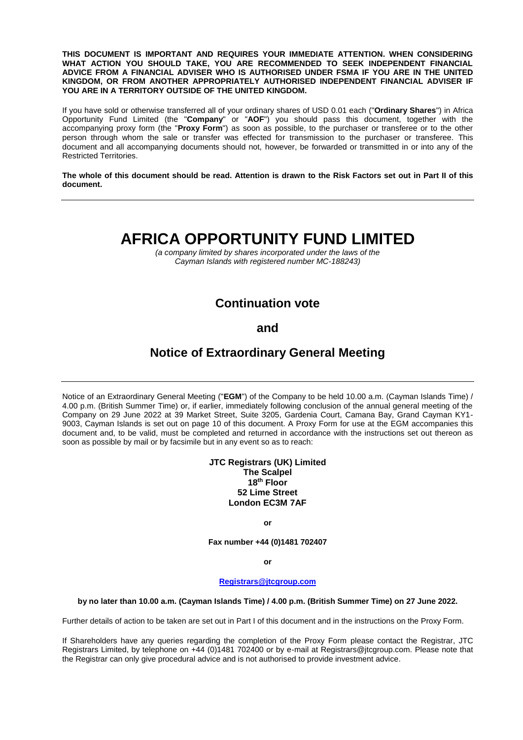**THIS DOCUMENT IS IMPORTANT AND REQUIRES YOUR IMMEDIATE ATTENTION. WHEN CONSIDERING WHAT ACTION YOU SHOULD TAKE, YOU ARE RECOMMENDED TO SEEK INDEPENDENT FINANCIAL ADVICE FROM A FINANCIAL ADVISER WHO IS AUTHORISED UNDER FSMA IF YOU ARE IN THE UNITED KINGDOM, OR FROM ANOTHER APPROPRIATELY AUTHORISED INDEPENDENT FINANCIAL ADVISER IF YOU ARE IN A TERRITORY OUTSIDE OF THE UNITED KINGDOM.**

If you have sold or otherwise transferred all of your ordinary shares of USD 0.01 each ("**Ordinary Shares**") in Africa Opportunity Fund Limited (the "**Company**" or "**AOF**") you should pass this document, together with the accompanying proxy form (the "**Proxy Form**") as soon as possible, to the purchaser or transferee or to the other person through whom the sale or transfer was effected for transmission to the purchaser or transferee. This document and all accompanying documents should not, however, be forwarded or transmitted in or into any of the Restricted Territories.

**The whole of this document should be read. Attention is drawn to the Risk Factors set out in Part II of this document.**

---

# AFRICA OPPORTUNITY FUND LIMITED

*(a company limited by shares incorporated under the laws of the Cayman Islands with registered number MC-188243)*

## Continuation vote

## and

## Notice of Extraordinary General Meeting

---

Notice of an Extraordinary General Meeting ("**EGM**") of the Company to be held 10.00 a.m. (Cayman Islands Time) / 4.00 p.m. (British Summer Time) or, if earlier, immediately following conclusion of the annual general meeting of the Company on 29 June 2022 at 39 Market Street, Suite 3205, Gardenia Court, Camana Bay, Grand Cayman KY1-9003, Cayman Islands is set out on page 10 of this document. A Proxy Form for use at the EGM accompanies this document and, to be valid, must be completed and returned in accordance with the instructions set out thereon as soon as possible by mail or by facsimile but in any event so as to reach:

**JTC Registrars (UK) Limited**
**The Scalpel**
**18th Floor**
**52 Lime Street**
**London EC3M 7AF**

**or**

**Fax number +44 (0)1481 702407**

**or**

**Registrars@jtcgroup.com**

**by no later than 10.00 a.m. (Cayman Islands Time) / 4.00 p.m. (British Summer Time) on 27 June 2022.**

Further details of action to be taken are set out in Part I of this document and in the instructions on the Proxy Form.

If Shareholders have any queries regarding the completion of the Proxy Form please contact the Registrar, JTC Registrars Limited, by telephone on +44 (0)1481 702400 or by e-mail at Registrars@jtcgroup.com. Please note that the Registrar can only give procedural advice and is not authorised to provide investment advice.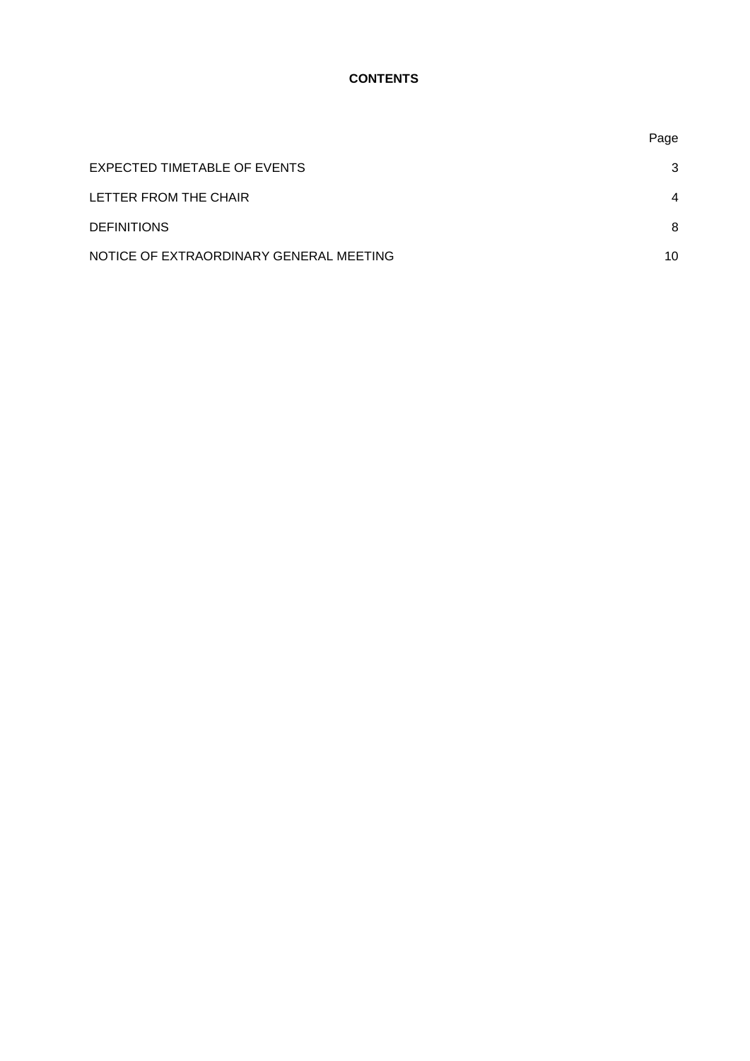# CONTENTS

| | Page |
|---|---|
| EXPECTED TIMETABLE OF EVENTS | 3 |
| LETTER FROM THE CHAIR | 4 |
| DEFINITIONS | 8 |
| NOTICE OF EXTRAORDINARY GENERAL MEETING | 10 |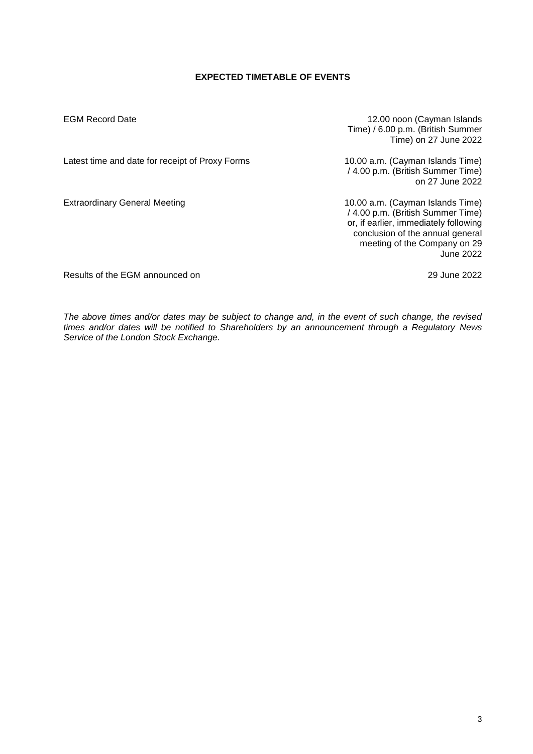## EXPECTED TIMETABLE OF EVENTS

| | |
|---|---|
| EGM Record Date | 12.00 noon (Cayman Islands Time) / 6.00 p.m. (British Summer Time) on 27 June 2022 |
| Latest time and date for receipt of Proxy Forms | 10.00 a.m. (Cayman Islands Time) / 4.00 p.m. (British Summer Time) on 27 June 2022 |
| Extraordinary General Meeting | 10.00 a.m. (Cayman Islands Time) / 4.00 p.m. (British Summer Time) or, if earlier, immediately following conclusion of the annual general meeting of the Company on 29 June 2022 |
| Results of the EGM announced on | 29 June 2022 |

*The above times and/or dates may be subject to change and, in the event of such change, the revised times and/or dates will be notified to Shareholders by an announcement through a Regulatory News Service of the London Stock Exchange.*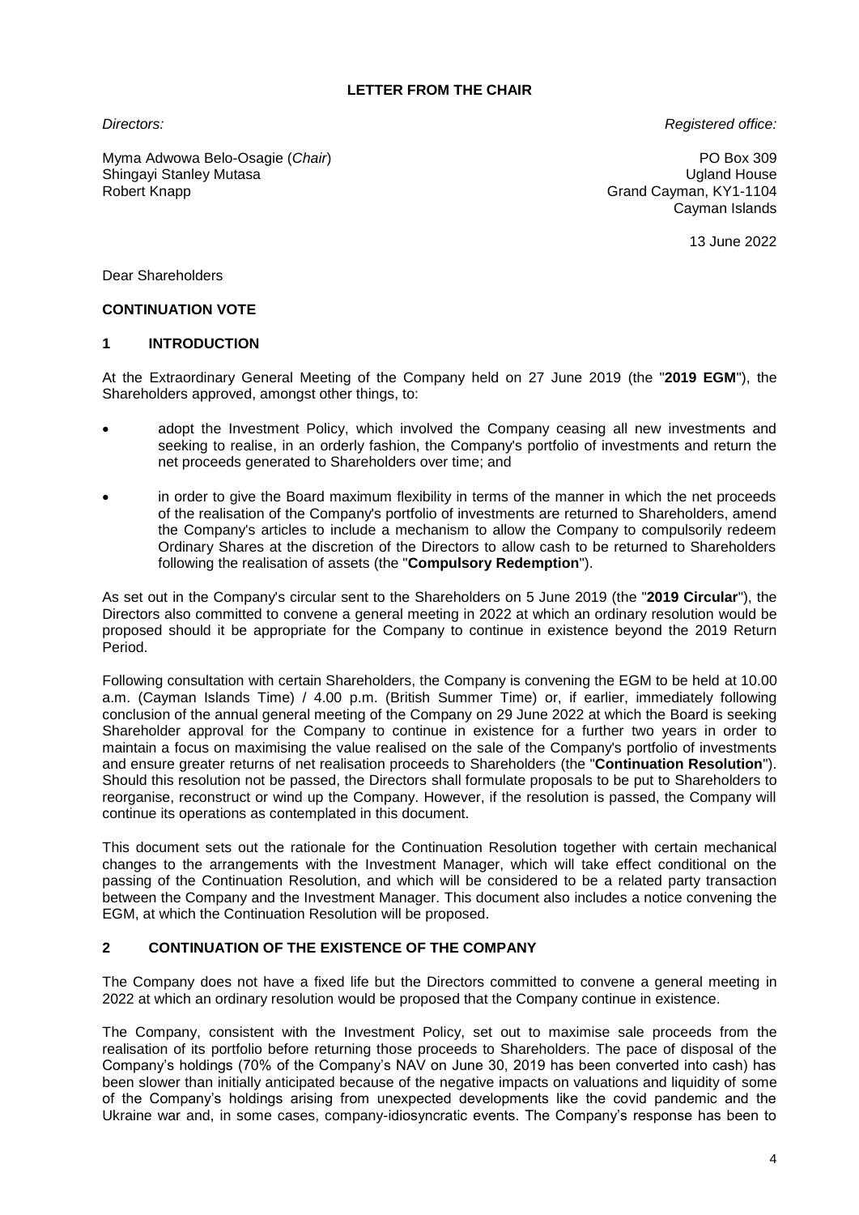**LETTER FROM THE CHAIR**

*Directors:*

Myma Adwowa Belo-Osagie (*Chair*)
Shingayi Stanley Mutasa
Robert Knapp

*Registered office:*

PO Box 309
Ugland House
Grand Cayman, KY1-1104
Cayman Islands

13 June 2022

Dear Shareholders

**CONTINUATION VOTE**

## 1 INTRODUCTION

At the Extraordinary General Meeting of the Company held on 27 June 2019 (the "**2019 EGM**"), the Shareholders approved, amongst other things, to:

- adopt the Investment Policy, which involved the Company ceasing all new investments and seeking to realise, in an orderly fashion, the Company's portfolio of investments and return the net proceeds generated to Shareholders over time; and
- in order to give the Board maximum flexibility in terms of the manner in which the net proceeds of the realisation of the Company's portfolio of investments are returned to Shareholders, amend the Company's articles to include a mechanism to allow the Company to compulsorily redeem Ordinary Shares at the discretion of the Directors to allow cash to be returned to Shareholders following the realisation of assets (the "**Compulsory Redemption**").

As set out in the Company's circular sent to the Shareholders on 5 June 2019 (the "**2019 Circular**"), the Directors also committed to convene a general meeting in 2022 at which an ordinary resolution would be proposed should it be appropriate for the Company to continue in existence beyond the 2019 Return Period.

Following consultation with certain Shareholders, the Company is convening the EGM to be held at 10.00 a.m. (Cayman Islands Time) / 4.00 p.m. (British Summer Time) or, if earlier, immediately following conclusion of the annual general meeting of the Company on 29 June 2022 at which the Board is seeking Shareholder approval for the Company to continue in existence for a further two years in order to maintain a focus on maximising the value realised on the sale of the Company's portfolio of investments and ensure greater returns of net realisation proceeds to Shareholders (the "**Continuation Resolution**"). Should this resolution not be passed, the Directors shall formulate proposals to be put to Shareholders to reorganise, reconstruct or wind up the Company. However, if the resolution is passed, the Company will continue its operations as contemplated in this document.

This document sets out the rationale for the Continuation Resolution together with certain mechanical changes to the arrangements with the Investment Manager, which will take effect conditional on the passing of the Continuation Resolution, and which will be considered to be a related party transaction between the Company and the Investment Manager. This document also includes a notice convening the EGM, at which the Continuation Resolution will be proposed.

## 2 CONTINUATION OF THE EXISTENCE OF THE COMPANY

The Company does not have a fixed life but the Directors committed to convene a general meeting in 2022 at which an ordinary resolution would be proposed that the Company continue in existence.

The Company, consistent with the Investment Policy, set out to maximise sale proceeds from the realisation of its portfolio before returning those proceeds to Shareholders. The pace of disposal of the Company's holdings (70% of the Company's NAV on June 30, 2019 has been converted into cash) has been slower than initially anticipated because of the negative impacts on valuations and liquidity of some of the Company's holdings arising from unexpected developments like the covid pandemic and the Ukraine war and, in some cases, company-idiosyncratic events. The Company's response has been to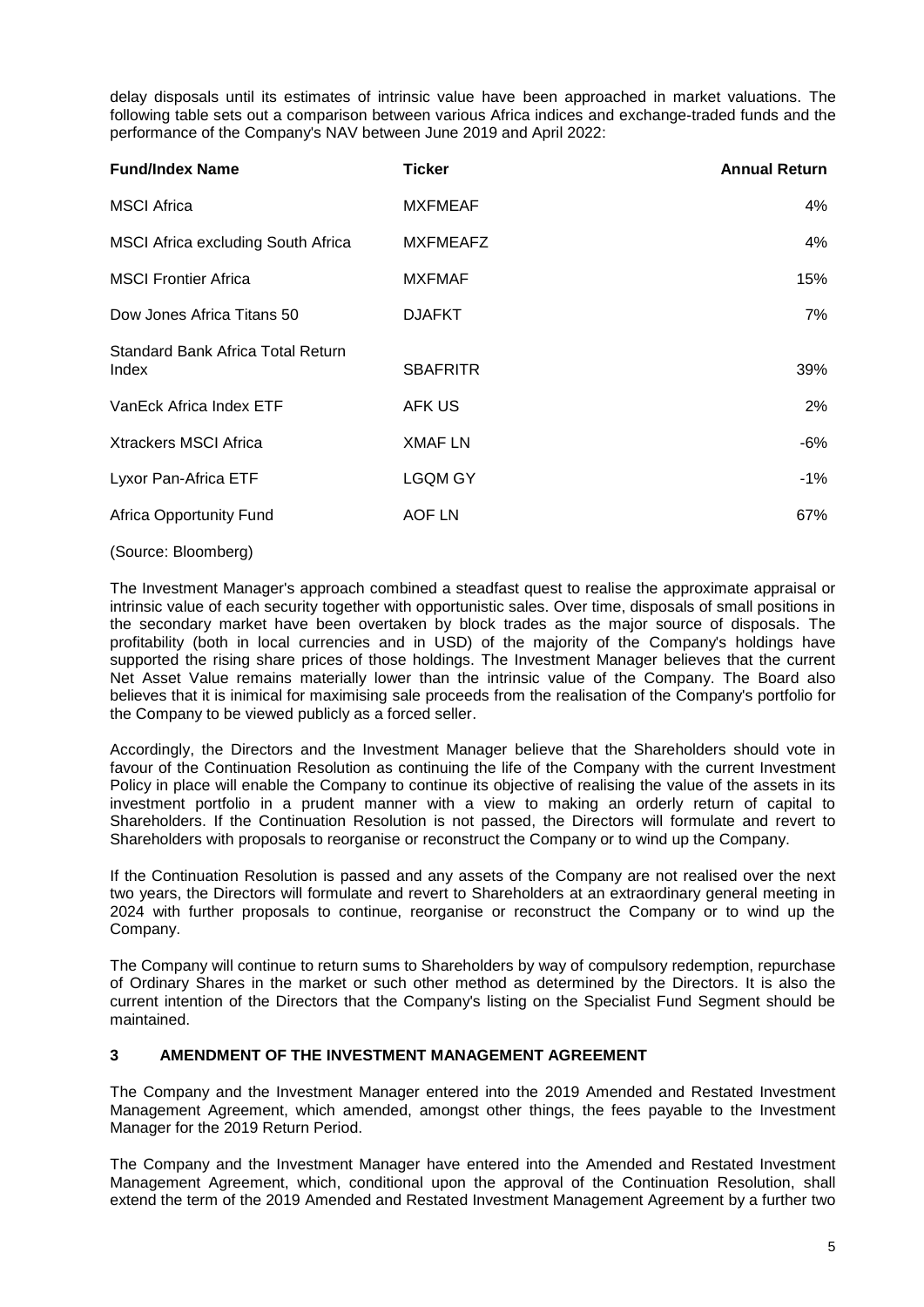delay disposals until its estimates of intrinsic value have been approached in market valuations. The following table sets out a comparison between various Africa indices and exchange-traded funds and the performance of the Company's NAV between June 2019 and April 2022:

| Fund/Index Name | Ticker | Annual Return |
|---|---|---|
| MSCI Africa | MXFMEAF | 4% |
| MSCI Africa excluding South Africa | MXFMEAFZ | 4% |
| MSCI Frontier Africa | MXFMAF | 15% |
| Dow Jones Africa Titans 50 | DJAFKT | 7% |
| Standard Bank Africa Total Return Index | SBAFRITR | 39% |
| VanEck Africa Index ETF | AFK US | 2% |
| Xtrackers MSCI Africa | XMAF LN | -6% |
| Lyxor Pan-Africa ETF | LGQM GY | -1% |
| Africa Opportunity Fund | AOF LN | 67% |

(Source: Bloomberg)

The Investment Manager's approach combined a steadfast quest to realise the approximate appraisal or intrinsic value of each security together with opportunistic sales. Over time, disposals of small positions in the secondary market have been overtaken by block trades as the major source of disposals. The profitability (both in local currencies and in USD) of the majority of the Company's holdings have supported the rising share prices of those holdings. The Investment Manager believes that the current Net Asset Value remains materially lower than the intrinsic value of the Company. The Board also believes that it is inimical for maximising sale proceeds from the realisation of the Company's portfolio for the Company to be viewed publicly as a forced seller.

Accordingly, the Directors and the Investment Manager believe that the Shareholders should vote in favour of the Continuation Resolution as continuing the life of the Company with the current Investment Policy in place will enable the Company to continue its objective of realising the value of the assets in its investment portfolio in a prudent manner with a view to making an orderly return of capital to Shareholders. If the Continuation Resolution is not passed, the Directors will formulate and revert to Shareholders with proposals to reorganise or reconstruct the Company or to wind up the Company.

If the Continuation Resolution is passed and any assets of the Company are not realised over the next two years, the Directors will formulate and revert to Shareholders at an extraordinary general meeting in 2024 with further proposals to continue, reorganise or reconstruct the Company or to wind up the Company.

The Company will continue to return sums to Shareholders by way of compulsory redemption, repurchase of Ordinary Shares in the market or such other method as determined by the Directors. It is also the current intention of the Directors that the Company's listing on the Specialist Fund Segment should be maintained.

## 3 AMENDMENT OF THE INVESTMENT MANAGEMENT AGREEMENT

The Company and the Investment Manager entered into the 2019 Amended and Restated Investment Management Agreement, which amended, amongst other things, the fees payable to the Investment Manager for the 2019 Return Period.

The Company and the Investment Manager have entered into the Amended and Restated Investment Management Agreement, which, conditional upon the approval of the Continuation Resolution, shall extend the term of the 2019 Amended and Restated Investment Management Agreement by a further two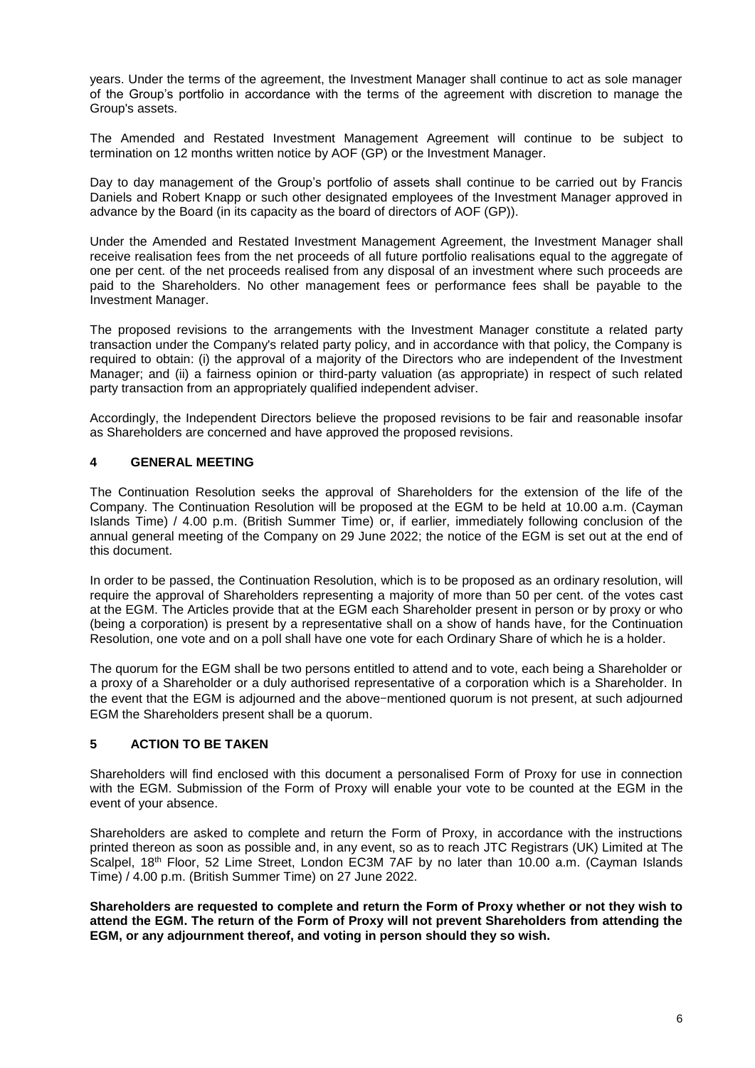years. Under the terms of the agreement, the Investment Manager shall continue to act as sole manager of the Group's portfolio in accordance with the terms of the agreement with discretion to manage the Group's assets.

The Amended and Restated Investment Management Agreement will continue to be subject to termination on 12 months written notice by AOF (GP) or the Investment Manager.

Day to day management of the Group's portfolio of assets shall continue to be carried out by Francis Daniels and Robert Knapp or such other designated employees of the Investment Manager approved in advance by the Board (in its capacity as the board of directors of AOF (GP)).

Under the Amended and Restated Investment Management Agreement, the Investment Manager shall receive realisation fees from the net proceeds of all future portfolio realisations equal to the aggregate of one per cent. of the net proceeds realised from any disposal of an investment where such proceeds are paid to the Shareholders. No other management fees or performance fees shall be payable to the Investment Manager.

The proposed revisions to the arrangements with the Investment Manager constitute a related party transaction under the Company's related party policy, and in accordance with that policy, the Company is required to obtain: (i) the approval of a majority of the Directors who are independent of the Investment Manager; and (ii) a fairness opinion or third-party valuation (as appropriate) in respect of such related party transaction from an appropriately qualified independent adviser.

Accordingly, the Independent Directors believe the proposed revisions to be fair and reasonable insofar as Shareholders are concerned and have approved the proposed revisions.

## 4 GENERAL MEETING

The Continuation Resolution seeks the approval of Shareholders for the extension of the life of the Company. The Continuation Resolution will be proposed at the EGM to be held at 10.00 a.m. (Cayman Islands Time) / 4.00 p.m. (British Summer Time) or, if earlier, immediately following conclusion of the annual general meeting of the Company on 29 June 2022; the notice of the EGM is set out at the end of this document.

In order to be passed, the Continuation Resolution, which is to be proposed as an ordinary resolution, will require the approval of Shareholders representing a majority of more than 50 per cent. of the votes cast at the EGM. The Articles provide that at the EGM each Shareholder present in person or by proxy or who (being a corporation) is present by a representative shall on a show of hands have, for the Continuation Resolution, one vote and on a poll shall have one vote for each Ordinary Share of which he is a holder.

The quorum for the EGM shall be two persons entitled to attend and to vote, each being a Shareholder or a proxy of a Shareholder or a duly authorised representative of a corporation which is a Shareholder. In the event that the EGM is adjourned and the above-mentioned quorum is not present, at such adjourned EGM the Shareholders present shall be a quorum.

## 5 ACTION TO BE TAKEN

Shareholders will find enclosed with this document a personalised Form of Proxy for use in connection with the EGM. Submission of the Form of Proxy will enable your vote to be counted at the EGM in the event of your absence.

Shareholders are asked to complete and return the Form of Proxy, in accordance with the instructions printed thereon as soon as possible and, in any event, so as to reach JTC Registrars (UK) Limited at The Scalpel, 18th Floor, 52 Lime Street, London EC3M 7AF by no later than 10.00 a.m. (Cayman Islands Time) / 4.00 p.m. (British Summer Time) on 27 June 2022.

**Shareholders are requested to complete and return the Form of Proxy whether or not they wish to attend the EGM. The return of the Form of Proxy will not prevent Shareholders from attending the EGM, or any adjournment thereof, and voting in person should they so wish.**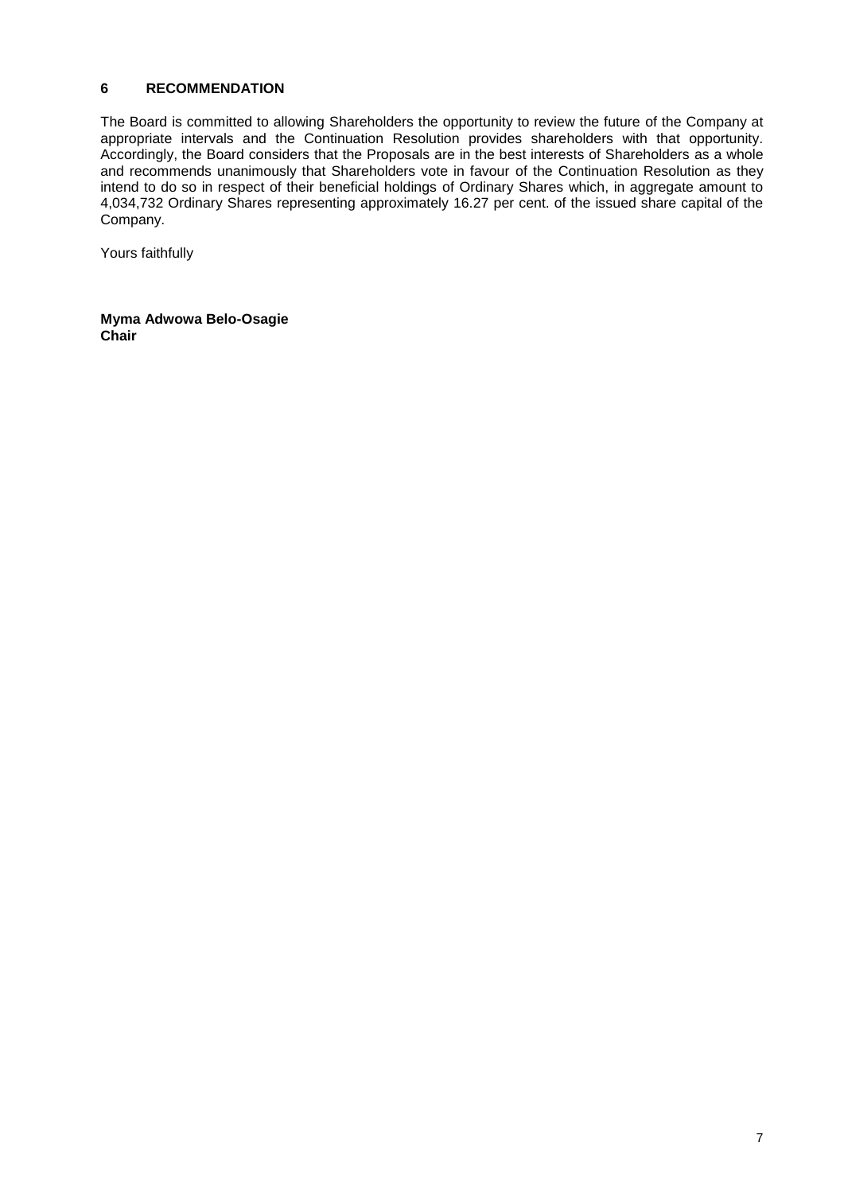## 6 RECOMMENDATION

The Board is committed to allowing Shareholders the opportunity to review the future of the Company at appropriate intervals and the Continuation Resolution provides shareholders with that opportunity. Accordingly, the Board considers that the Proposals are in the best interests of Shareholders as a whole and recommends unanimously that Shareholders vote in favour of the Continuation Resolution as they intend to do so in respect of their beneficial holdings of Ordinary Shares which, in aggregate amount to 4,034,732 Ordinary Shares representing approximately 16.27 per cent. of the issued share capital of the Company.

Yours faithfully

**Myma Adwowa Belo-Osagie**
**Chair**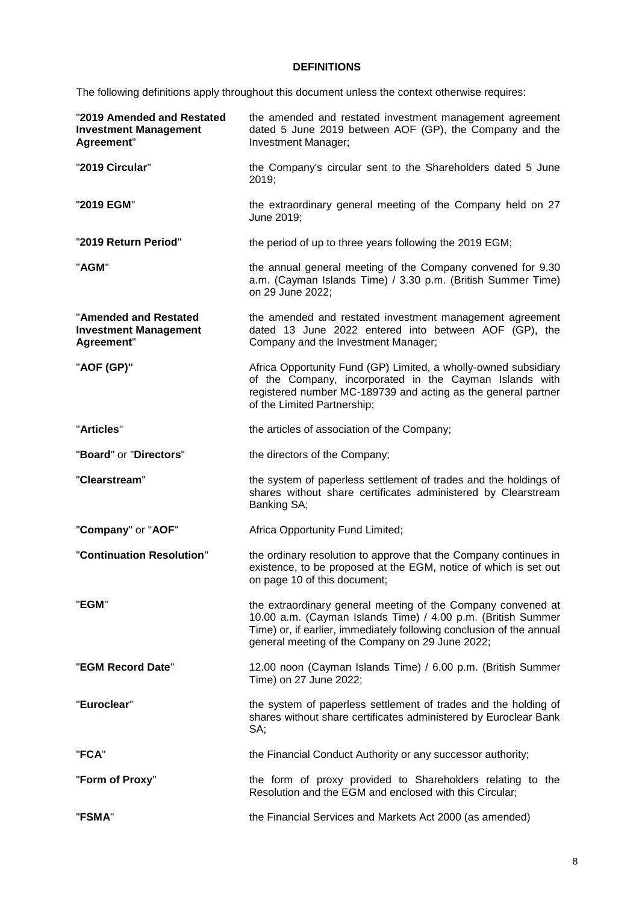## DEFINITIONS

The following definitions apply throughout this document unless the context otherwise requires:

| | |
|---|---|
| "**2019 Amended and Restated Investment Management Agreement**" | the amended and restated investment management agreement dated 5 June 2019 between AOF (GP), the Company and the Investment Manager; |
| "**2019 Circular**" | the Company's circular sent to the Shareholders dated 5 June 2019; |
| "**2019 EGM**" | the extraordinary general meeting of the Company held on 27 June 2019; |
| "**2019 Return Period**" | the period of up to three years following the 2019 EGM; |
| "**AGM**" | the annual general meeting of the Company convened for 9.30 a.m. (Cayman Islands Time) / 3.30 p.m. (British Summer Time) on 29 June 2022; |
| "**Amended and Restated Investment Management Agreement**" | the amended and restated investment management agreement dated 13 June 2022 entered into between AOF (GP), the Company and the Investment Manager; |
| "**AOF (GP)**" | Africa Opportunity Fund (GP) Limited, a wholly-owned subsidiary of the Company, incorporated in the Cayman Islands with registered number MC-189739 and acting as the general partner of the Limited Partnership; |
| "**Articles**" | the articles of association of the Company; |
| "**Board**" or "**Directors**" | the directors of the Company; |
| "**Clearstream**" | the system of paperless settlement of trades and the holdings of shares without share certificates administered by Clearstream Banking SA; |
| "**Company**" or "**AOF**" | Africa Opportunity Fund Limited; |
| "**Continuation Resolution**" | the ordinary resolution to approve that the Company continues in existence, to be proposed at the EGM, notice of which is set out on page 10 of this document; |
| "**EGM**" | the extraordinary general meeting of the Company convened at 10.00 a.m. (Cayman Islands Time) / 4.00 p.m. (British Summer Time) or, if earlier, immediately following conclusion of the annual general meeting of the Company on 29 June 2022; |
| "**EGM Record Date**" | 12.00 noon (Cayman Islands Time) / 6.00 p.m. (British Summer Time) on 27 June 2022; |
| "**Euroclear**" | the system of paperless settlement of trades and the holding of shares without share certificates administered by Euroclear Bank SA; |
| "**FCA**" | the Financial Conduct Authority or any successor authority; |
| "**Form of Proxy**" | the form of proxy provided to Shareholders relating to the Resolution and the EGM and enclosed with this Circular; |
| "**FSMA**" | the Financial Services and Markets Act 2000 (as amended) |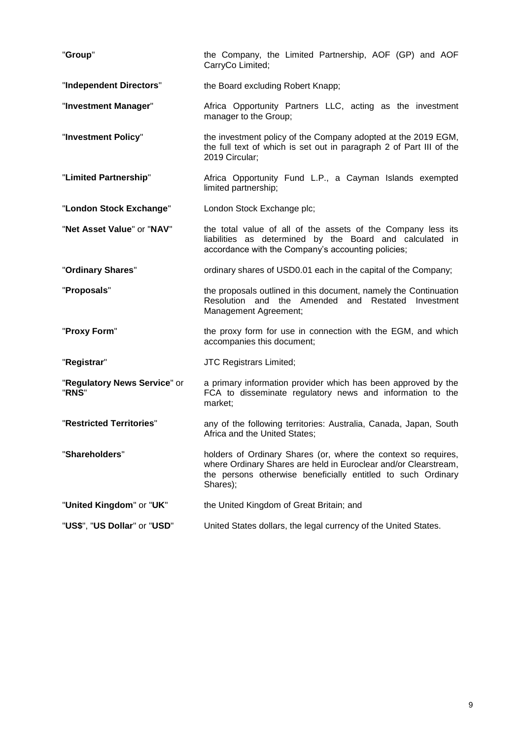| | |
|---|---|
| "**Group**" | the Company, the Limited Partnership, AOF (GP) and AOF CarryCo Limited; |
| "**Independent Directors**" | the Board excluding Robert Knapp; |
| "**Investment Manager**" | Africa Opportunity Partners LLC, acting as the investment manager to the Group; |
| "**Investment Policy**" | the investment policy of the Company adopted at the 2019 EGM, the full text of which is set out in paragraph 2 of Part III of the 2019 Circular; |
| "**Limited Partnership**" | Africa Opportunity Fund L.P., a Cayman Islands exempted limited partnership; |
| "**London Stock Exchange**" | London Stock Exchange plc; |
| "**Net Asset Value**" or "**NAV**" | the total value of all of the assets of the Company less its liabilities as determined by the Board and calculated in accordance with the Company's accounting policies; |
| "**Ordinary Shares**" | ordinary shares of USD0.01 each in the capital of the Company; |
| "**Proposals**" | the proposals outlined in this document, namely the Continuation Resolution and the Amended and Restated Investment Management Agreement; |
| "**Proxy Form**" | the proxy form for use in connection with the EGM, and which accompanies this document; |
| "**Registrar**" | JTC Registrars Limited; |
| "**Regulatory News Service**" or "**RNS**" | a primary information provider which has been approved by the FCA to disseminate regulatory news and information to the market; |
| "**Restricted Territories**" | any of the following territories: Australia, Canada, Japan, South Africa and the United States; |
| "**Shareholders**" | holders of Ordinary Shares (or, where the context so requires, where Ordinary Shares are held in Euroclear and/or Clearstream, the persons otherwise beneficially entitled to such Ordinary Shares); |
| "**United Kingdom**" or "**UK**" | the United Kingdom of Great Britain; and |
| "**US$**", "**US Dollar**" or "**USD**" | United States dollars, the legal currency of the United States. |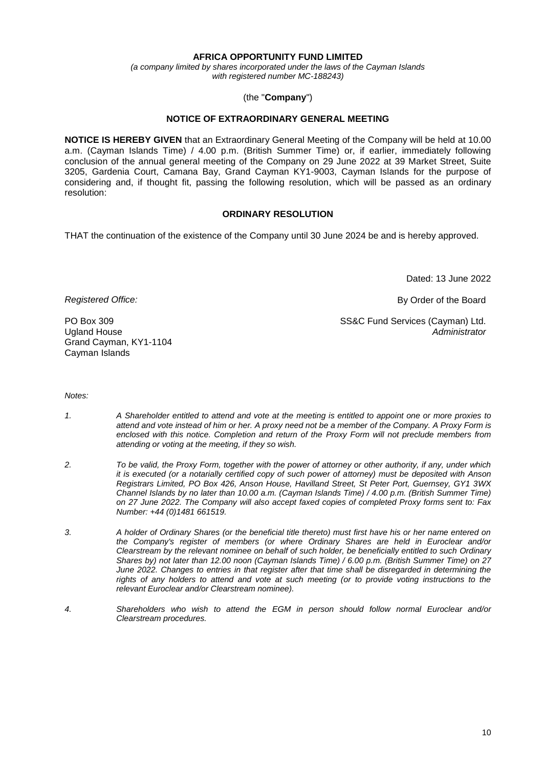**AFRICA OPPORTUNITY FUND LIMITED**

*(a company limited by shares incorporated under the laws of the Cayman Islands with registered number MC-188243)*

(the "**Company**")

## NOTICE OF EXTRAORDINARY GENERAL MEETING

**NOTICE IS HEREBY GIVEN** that an Extraordinary General Meeting of the Company will be held at 10.00 a.m. (Cayman Islands Time) / 4.00 p.m. (British Summer Time) or, if earlier, immediately following conclusion of the annual general meeting of the Company on 29 June 2022 at 39 Market Street, Suite 3205, Gardenia Court, Camana Bay, Grand Cayman KY1-9003, Cayman Islands for the purpose of considering and, if thought fit, passing the following resolution, which will be passed as an ordinary resolution:

### ORDINARY RESOLUTION

THAT the continuation of the existence of the Company until 30 June 2024 be and is hereby approved.

Dated: 13 June 2022

*Registered Office:*

PO Box 309
Ugland House
Grand Cayman, KY1-1104
Cayman Islands

By Order of the Board

SS&C Fund Services (Cayman) Ltd.
*Administrator*

*Notes:*

1. *A Shareholder entitled to attend and vote at the meeting is entitled to appoint one or more proxies to attend and vote instead of him or her. A proxy need not be a member of the Company. A Proxy Form is enclosed with this notice. Completion and return of the Proxy Form will not preclude members from attending or voting at the meeting, if they so wish.*

2. *To be valid, the Proxy Form, together with the power of attorney or other authority, if any, under which it is executed (or a notarially certified copy of such power of attorney) must be deposited with Anson Registrars Limited, PO Box 426, Anson House, Havilland Street, St Peter Port, Guernsey, GY1 3WX Channel Islands by no later than 10.00 a.m. (Cayman Islands Time) / 4.00 p.m. (British Summer Time) on 27 June 2022. The Company will also accept faxed copies of completed Proxy forms sent to: Fax Number: +44 (0)1481 661519.*

3. *A holder of Ordinary Shares (or the beneficial title thereto) must first have his or her name entered on the Company's register of members (or where Ordinary Shares are held in Euroclear and/or Clearstream by the relevant nominee on behalf of such holder, be beneficially entitled to such Ordinary Shares by) not later than 12.00 noon (Cayman Islands Time) / 6.00 p.m. (British Summer Time) on 27 June 2022. Changes to entries in that register after that time shall be disregarded in determining the rights of any holders to attend and vote at such meeting (or to provide voting instructions to the relevant Euroclear and/or Clearstream nominee).*

4. *Shareholders who wish to attend the EGM in person should follow normal Euroclear and/or Clearstream procedures.*